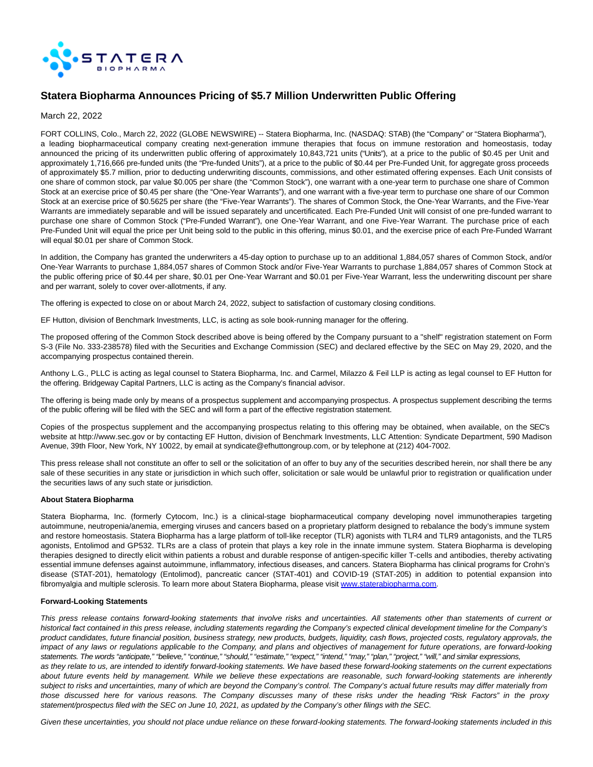# Statera Biopharma Announces Pricing of $5.7 Million Underwritten Public Offering

March 22, 2022

FORT COLLINS, Colo., March 22, 2022 (GLOBE NEWSWIRE) -- Statera Biopharma, Inc. (NASDAQ: STAB) (the "Company" or "Statera Biopharma"), a leading biopharmaceutical company creating next-generation immune therapies that focus on immune restoration and homeostasis, today announced the pricing of its underwritten public offering of approximately 10,843,721 units ("Units"), at a price to the public of $0.45 per Unit and approximately 1,716,666 pre-funded units (the "Pre-funded Units"), at a price to the public of $0.44 per Pre-Funded Unit, for aggregate gross proceeds of approximately $5.7 million, prior to deducting underwriting discounts, commissions, and other estimated offering expenses. Each Unit consists of one share of common stock, par value $0.005 per share (the "Common Stock"), one warrant with a one-year term to purchase one share of Common Stock at an exercise price of $0.45 per share (the "One-Year Warrants"), and one warrant with a five-year term to purchase one share of our Common Stock at an exercise price of $0.5625 per share (the "Five-Year Warrants"). The shares of Common Stock, the One-Year Warrants, and the Five-Year Warrants are immediately separable and will be issued separately and uncertificated. Each Pre-Funded Unit will consist of one pre-funded warrant to purchase one share of Common Stock ("Pre-Funded Warrant"), one One-Year Warrant, and one Five-Year Warrant. The purchase price of each Pre-Funded Unit will equal the price per Unit being sold to the public in this offering, minus $0.01, and the exercise price of each Pre-Funded Warrant will equal $0.01 per share of Common Stock.

In addition, the Company has granted the underwriters a 45-day option to purchase up to an additional 1,884,057 shares of Common Stock, and/or One-Year Warrants to purchase 1,884,057 shares of Common Stock and/or Five-Year Warrants to purchase 1,884,057 shares of Common Stock at the public offering price of $0.44 per share, $0.01 per One-Year Warrant and $0.01 per Five-Year Warrant, less the underwriting discount per share and per warrant, solely to cover over-allotments, if any.

The offering is expected to close on or about March 24, 2022, subject to satisfaction of customary closing conditions.

EF Hutton, division of Benchmark Investments, LLC, is acting as sole book-running manager for the offering.

The proposed offering of the Common Stock described above is being offered by the Company pursuant to a "shelf" registration statement on Form S-3 (File No. 333-238578) filed with the Securities and Exchange Commission (SEC) and declared effective by the SEC on May 29, 2020, and the accompanying prospectus contained therein.

Anthony L.G., PLLC is acting as legal counsel to Statera Biopharma, Inc. and Carmel, Milazzo & Feil LLP is acting as legal counsel to EF Hutton for the offering. Bridgeway Capital Partners, LLC is acting as the Company's financial advisor.

The offering is being made only by means of a prospectus supplement and accompanying prospectus. A prospectus supplement describing the terms of the public offering will be filed with the SEC and will form a part of the effective registration statement.

Copies of the prospectus supplement and the accompanying prospectus relating to this offering may be obtained, when available, on the SEC's website at http://www.sec.gov or by contacting EF Hutton, division of Benchmark Investments, LLC Attention: Syndicate Department, 590 Madison Avenue, 39th Floor, New York, NY 10022, by email at syndicate@efhuttongroup.com, or by telephone at (212) 404-7002.

This press release shall not constitute an offer to sell or the solicitation of an offer to buy any of the securities described herein, nor shall there be any sale of these securities in any state or jurisdiction in which such offer, solicitation or sale would be unlawful prior to registration or qualification under the securities laws of any such state or jurisdiction.

**About Statera Biopharma**

Statera Biopharma, Inc. (formerly Cytocom, Inc.) is a clinical-stage biopharmaceutical company developing novel immunotherapies targeting autoimmune, neutropenia/anemia, emerging viruses and cancers based on a proprietary platform designed to rebalance the body's immune system and restore homeostasis. Statera Biopharma has a large platform of toll-like receptor (TLR) agonists with TLR4 and TLR9 antagonists, and the TLR5 agonists, Entolimod and GP532. TLRs are a class of protein that plays a key role in the innate immune system. Statera Biopharma is developing therapies designed to directly elicit within patients a robust and durable response of antigen-specific killer T-cells and antibodies, thereby activating essential immune defenses against autoimmune, inflammatory, infectious diseases, and cancers. Statera Biopharma has clinical programs for Crohn's disease (STAT-201), hematology (Entolimod), pancreatic cancer (STAT-401) and COVID-19 (STAT-205) in addition to potential expansion into fibromyalgia and multiple sclerosis. To learn more about Statera Biopharma, please visit [www.staterabiopharma.com](www.staterabiopharma.com).

**Forward-Looking Statements**

*This press release contains forward-looking statements that involve risks and uncertainties. All statements other than statements of current or historical fact contained in this press release, including statements regarding the Company's expected clinical development timeline for the Company's product candidates, future financial position, business strategy, new products, budgets, liquidity, cash flows, projected costs, regulatory approvals, the impact of any laws or regulations applicable to the Company, and plans and objectives of management for future operations, are forward-looking statements. The words "anticipate," "believe," "continue," "should," "estimate," "expect," "intend," "may," "plan," "project," "will," and similar expressions, as they relate to us, are intended to identify forward-looking statements. We have based these forward-looking statements on the current expectations about future events held by management. While we believe these expectations are reasonable, such forward-looking statements are inherently subject to risks and uncertainties, many of which are beyond the Company's control. The Company's actual future results may differ materially from those discussed here for various reasons. The Company discusses many of these risks under the heading "Risk Factors" in the proxy statement/prospectus filed with the SEC on June 10, 2021, as updated by the Company's other filings with the SEC.*

*Given these uncertainties, you should not place undue reliance on these forward-looking statements. The forward-looking statements included in this*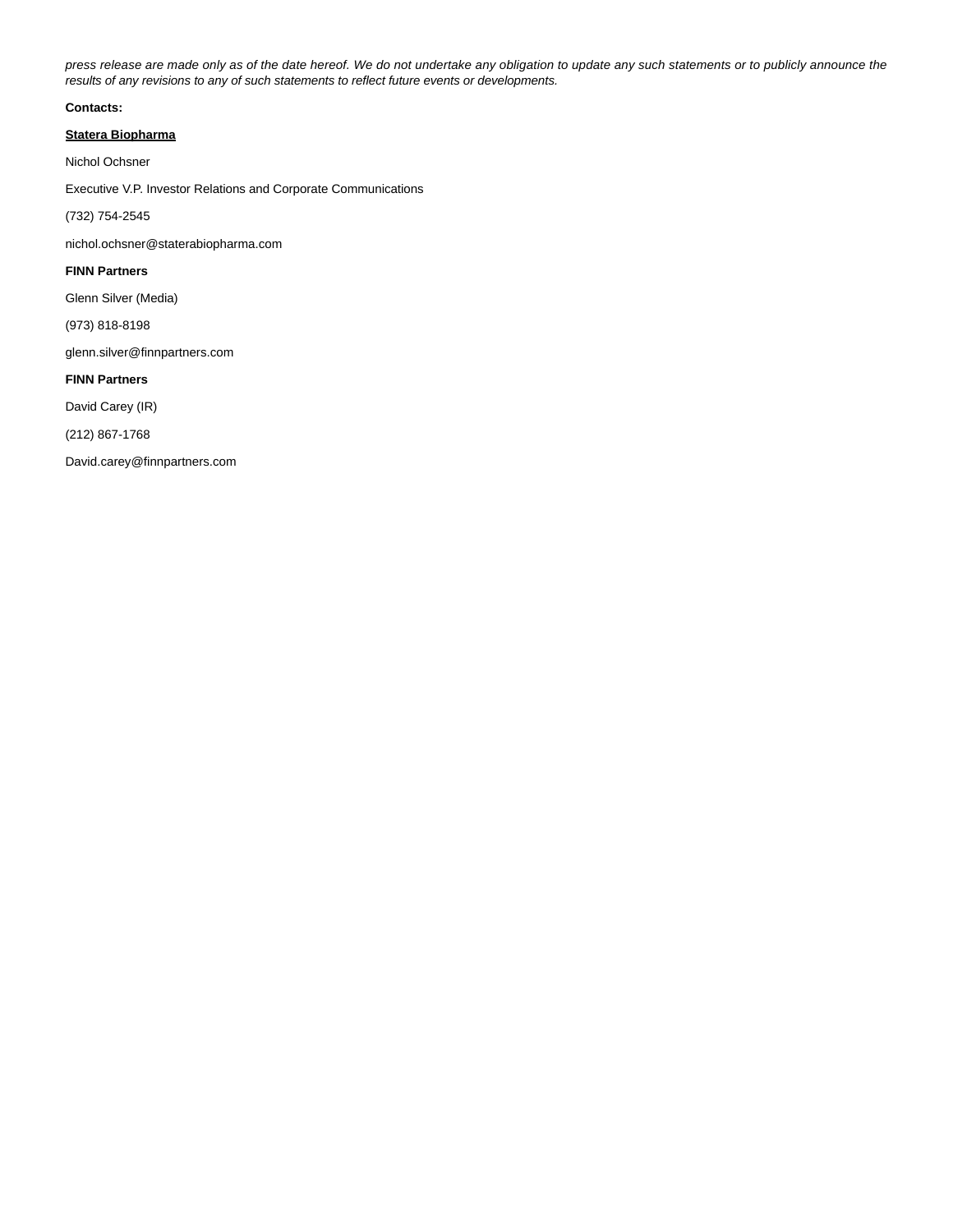*press release are made only as of the date hereof. We do not undertake any obligation to update any such statements or to publicly announce the results of any revisions to any of such statements to reflect future events or developments.*

**Contacts:**

**<u>Statera Biopharma</u>**

Nichol Ochsner

Executive V.P. Investor Relations and Corporate Communications

(732) 754-2545

nichol.ochsner@staterabiopharma.com

**FINN Partners**

Glenn Silver (Media)

(973) 818-8198

glenn.silver@finnpartners.com

**FINN Partners**

David Carey (IR)

(212) 867-1768

David.carey@finnpartners.com